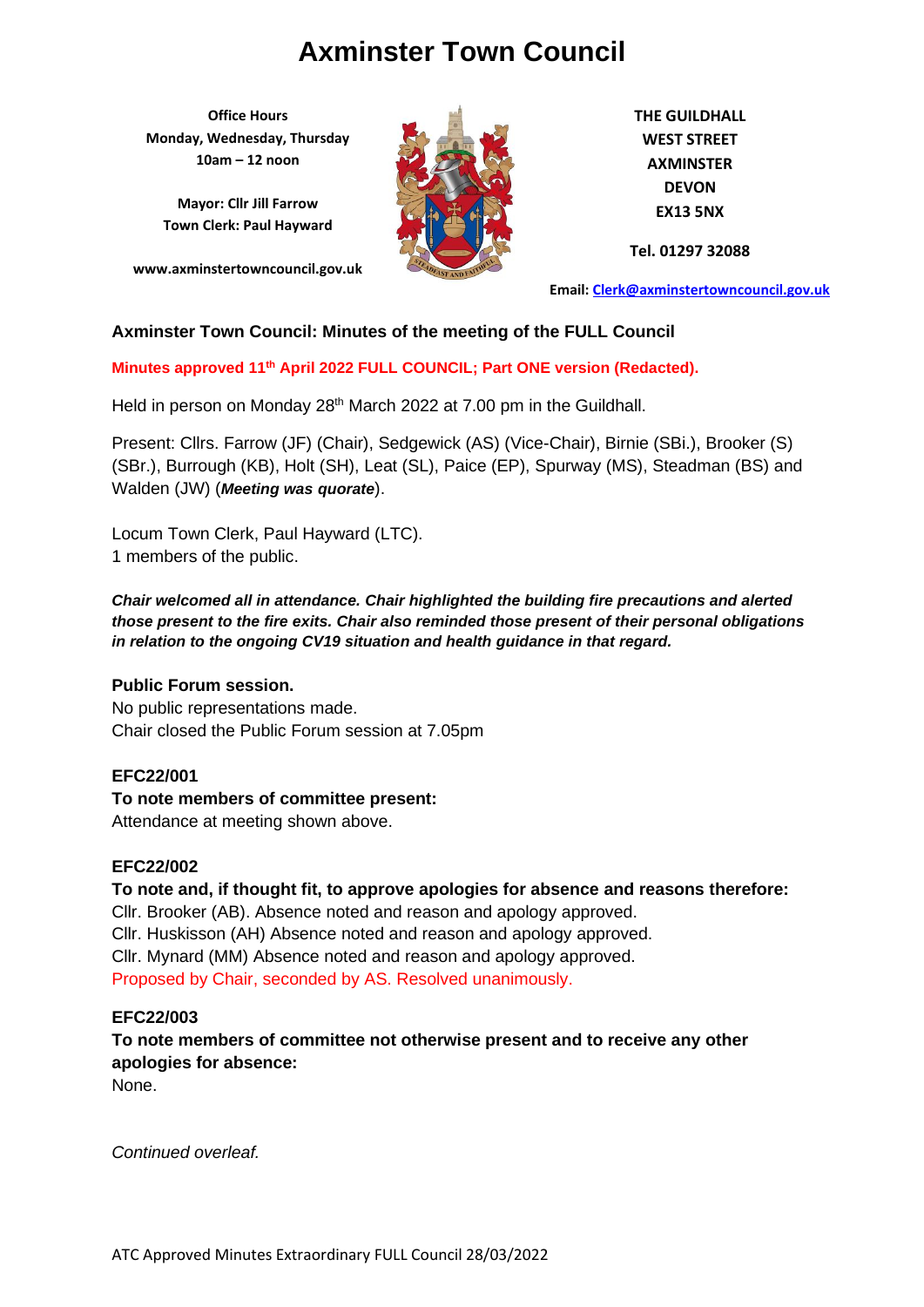# Axminster Town Council

**Office Hours**
**Monday, Wednesday, Thursday**
**10am – 12 noon**

**Mayor: Cllr Jill Farrow**
**Town Clerk: Paul Hayward**

**www.axminstertowncouncil.gov.uk**

**THE GUILDHALL**
**WEST STREET**
**AXMINSTER**
**DEVON**
**EX13 5NX**

**Tel. 01297 32088**

**Email: Clerk@axminstertowncouncil.gov.uk**

## Axminster Town Council: Minutes of the meeting of the FULL Council

**Minutes approved 11th April 2022 FULL COUNCIL; Part ONE version (Redacted).**

Held in person on Monday 28th March 2022 at 7.00 pm in the Guildhall.

Present: Cllrs. Farrow (JF) (Chair), Sedgewick (AS) (Vice-Chair), Birnie (SBi.), Brooker (S) (SBr.), Burrough (KB), Holt (SH), Leat (SL), Paice (EP), Spurway (MS), Steadman (BS) and Walden (JW) (***Meeting was quorate***).

Locum Town Clerk, Paul Hayward (LTC).
1 members of the public.

***Chair welcomed all in attendance. Chair highlighted the building fire precautions and alerted those present to the fire exits. Chair also reminded those present of their personal obligations in relation to the ongoing CV19 situation and health guidance in that regard.***

**Public Forum session.**
No public representations made.
Chair closed the Public Forum session at 7.05pm

**EFC22/001**
**To note members of committee present:**
Attendance at meeting shown above.

**EFC22/002**
**To note and, if thought fit, to approve apologies for absence and reasons therefore:**
Cllr. Brooker (AB). Absence noted and reason and apology approved.
Cllr. Huskisson (AH) Absence noted and reason and apology approved.
Cllr. Mynard (MM) Absence noted and reason and apology approved.
Proposed by Chair, seconded by AS. Resolved unanimously.

**EFC22/003**
**To note members of committee not otherwise present and to receive any other apologies for absence:**
None.

*Continued overleaf.*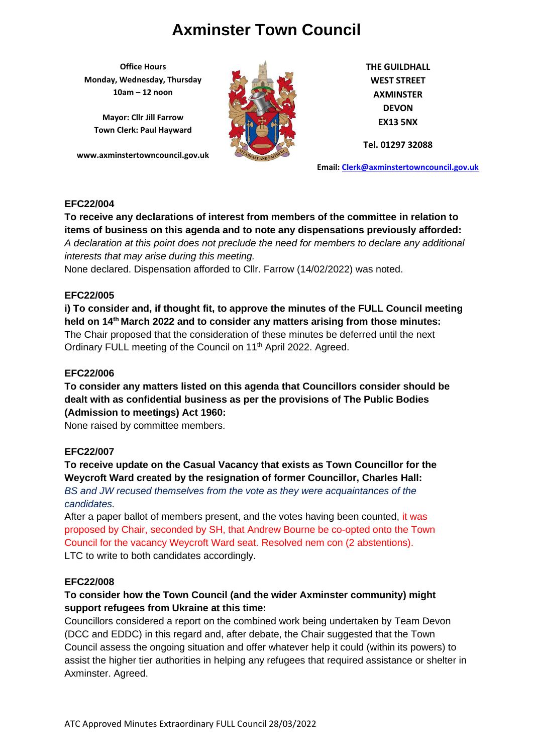# Axminster Town Council

**Office Hours**
**Monday, Wednesday, Thursday**
**10am – 12 noon**

**Mayor: Cllr Jill Farrow**
**Town Clerk: Paul Hayward**

**www.axminstertowncouncil.gov.uk**

**THE GUILDHALL**
**WEST STREET**
**AXMINSTER**
**DEVON**
**EX13 5NX**

**Tel. 01297 32088**

**Email: Clerk@axminstertowncouncil.gov.uk**

**EFC22/004**

**To receive any declarations of interest from members of the committee in relation to items of business on this agenda and to note any dispensations previously afforded:**

*A declaration at this point does not preclude the need for members to declare any additional interests that may arise during this meeting.*

None declared. Dispensation afforded to Cllr. Farrow (14/02/2022) was noted.

**EFC22/005**

**i) To consider and, if thought fit, to approve the minutes of the FULL Council meeting held on 14th March 2022 and to consider any matters arising from those minutes:**

The Chair proposed that the consideration of these minutes be deferred until the next Ordinary FULL meeting of the Council on 11th April 2022. Agreed.

**EFC22/006**

**To consider any matters listed on this agenda that Councillors consider should be dealt with as confidential business as per the provisions of The Public Bodies (Admission to meetings) Act 1960:**

None raised by committee members.

**EFC22/007**

**To receive update on the Casual Vacancy that exists as Town Councillor for the Weycroft Ward created by the resignation of former Councillor, Charles Hall:**

*BS and JW recused themselves from the vote as they were acquaintances of the candidates.*

After a paper ballot of members present, and the votes having been counted, it was proposed by Chair, seconded by SH, that Andrew Bourne be co-opted onto the Town Council for the vacancy Weycroft Ward seat. Resolved nem con (2 abstentions).

LTC to write to both candidates accordingly.

**EFC22/008**

**To consider how the Town Council (and the wider Axminster community) might support refugees from Ukraine at this time:**

Councillors considered a report on the combined work being undertaken by Team Devon (DCC and EDDC) in this regard and, after debate, the Chair suggested that the Town Council assess the ongoing situation and offer whatever help it could (within its powers) to assist the higher tier authorities in helping any refugees that required assistance or shelter in Axminster. Agreed.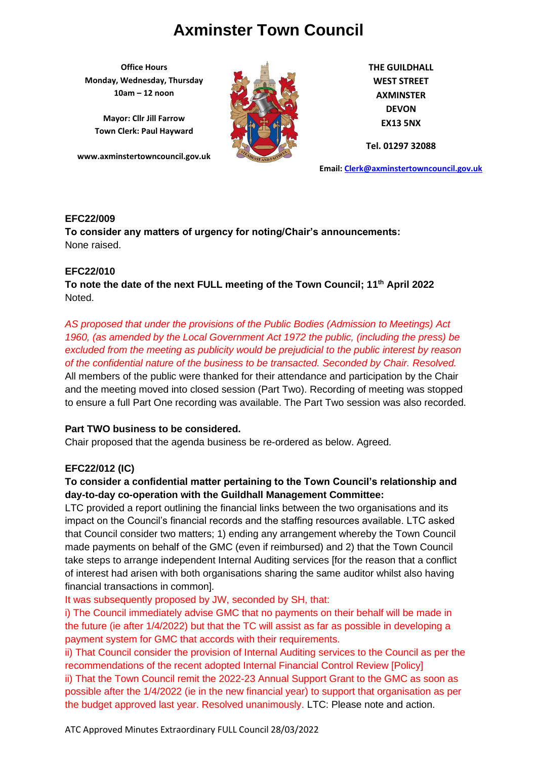**EFC22/009**

**To consider any matters of urgency for noting/Chair's announcements:**
None raised.

**EFC22/010**

**To note the date of the next FULL meeting of the Town Council; 11th April 2022**
Noted.

*AS proposed that under the provisions of the Public Bodies (Admission to Meetings) Act 1960, (as amended by the Local Government Act 1972 the public, (including the press) be excluded from the meeting as publicity would be prejudicial to the public interest by reason of the confidential nature of the business to be transacted. Seconded by Chair. Resolved.*
All members of the public were thanked for their attendance and participation by the Chair and the meeting moved into closed session (Part Two). Recording of meeting was stopped to ensure a full Part One recording was available. The Part Two session was also recorded.

**Part TWO business to be considered.**
Chair proposed that the agenda business be re-ordered as below. Agreed.

**EFC22/012 (IC)**

**To consider a confidential matter pertaining to the Town Council's relationship and day-to-day co-operation with the Guildhall Management Committee:**
LTC provided a report outlining the financial links between the two organisations and its impact on the Council's financial records and the staffing resources available. LTC asked that Council consider two matters; 1) ending any arrangement whereby the Town Council made payments on behalf of the GMC (even if reimbursed) and 2) that the Town Council take steps to arrange independent Internal Auditing services [for the reason that a conflict of interest had arisen with both organisations sharing the same auditor whilst also having financial transactions in common].
It was subsequently proposed by JW, seconded by SH, that:
i) The Council immediately advise GMC that no payments on their behalf will be made in the future (ie after 1/4/2022) but that the TC will assist as far as possible in developing a payment system for GMC that accords with their requirements.
ii) That Council consider the provision of Internal Auditing services to the Council as per the recommendations of the recent adopted Internal Financial Control Review [Policy]
ii) That the Town Council remit the 2022-23 Annual Support Grant to the GMC as soon as possible after the 1/4/2022 (ie in the new financial year) to support that organisation as per the budget approved last year. Resolved unanimously. LTC: Please note and action.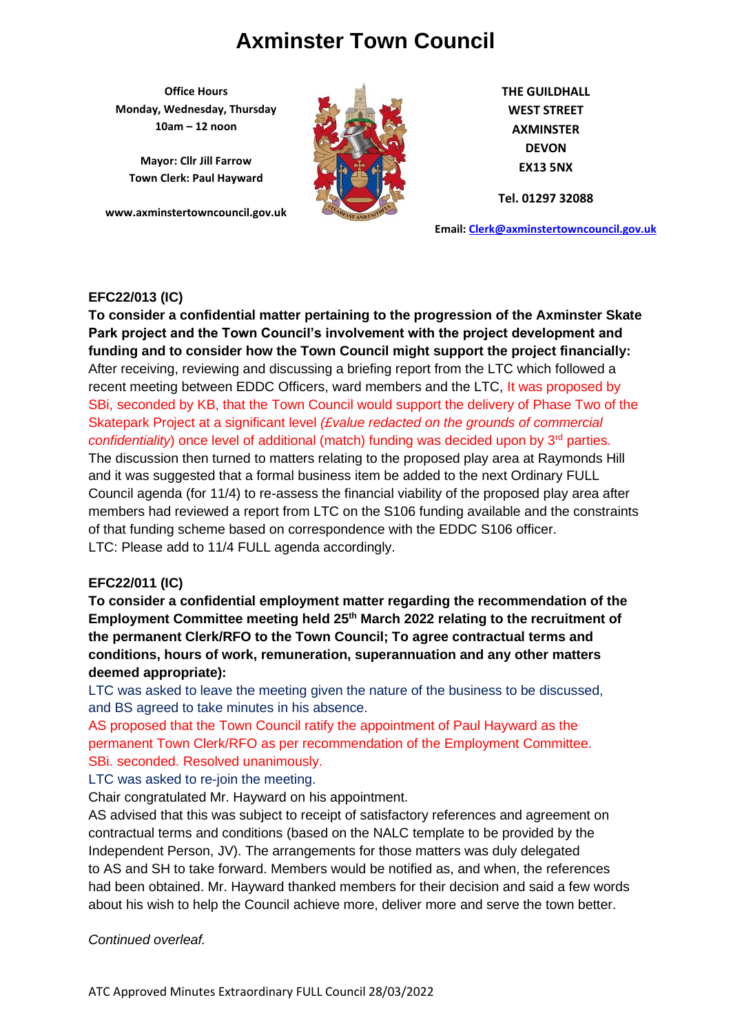# Axminster Town Council

**Office Hours**
**Monday, Wednesday, Thursday**
**10am – 12 noon**

**Mayor: Cllr Jill Farrow**
**Town Clerk: Paul Hayward**

**www.axminstertowncouncil.gov.uk**

**THE GUILDHALL**
**WEST STREET**
**AXMINSTER**
**DEVON**
**EX13 5NX**

**Tel. 01297 32088**

**Email: Clerk@axminstertowncouncil.gov.uk**

**EFC22/013 (IC)**

**To consider a confidential matter pertaining to the progression of the Axminster Skate Park project and the Town Council's involvement with the project development and funding and to consider how the Town Council might support the project financially:**
After receiving, reviewing and discussing a briefing report from the LTC which followed a recent meeting between EDDC Officers, ward members and the LTC, It was proposed by SBi, seconded by KB, that the Town Council would support the delivery of Phase Two of the Skatepark Project at a significant level *(£value redacted on the grounds of commercial confidentiality*) once level of additional (match) funding was decided upon by 3rd parties.
The discussion then turned to matters relating to the proposed play area at Raymonds Hill and it was suggested that a formal business item be added to the next Ordinary FULL Council agenda (for 11/4) to re-assess the financial viability of the proposed play area after members had reviewed a report from LTC on the S106 funding available and the constraints of that funding scheme based on correspondence with the EDDC S106 officer.
LTC: Please add to 11/4 FULL agenda accordingly.

**EFC22/011 (IC)**

**To consider a confidential employment matter regarding the recommendation of the Employment Committee meeting held 25th March 2022 relating to the recruitment of the permanent Clerk/RFO to the Town Council; To agree contractual terms and conditions, hours of work, remuneration, superannuation and any other matters deemed appropriate):**
LTC was asked to leave the meeting given the nature of the business to be discussed, and BS agreed to take minutes in his absence.
AS proposed that the Town Council ratify the appointment of Paul Hayward as the permanent Town Clerk/RFO as per recommendation of the Employment Committee. SBi. seconded. Resolved unanimously.
LTC was asked to re-join the meeting.
Chair congratulated Mr. Hayward on his appointment.
AS advised that this was subject to receipt of satisfactory references and agreement on contractual terms and conditions (based on the NALC template to be provided by the Independent Person, JV). The arrangements for those matters was duly delegated to AS and SH to take forward. Members would be notified as, and when, the references had been obtained. Mr. Hayward thanked members for their decision and said a few words about his wish to help the Council achieve more, deliver more and serve the town better.

*Continued overleaf.*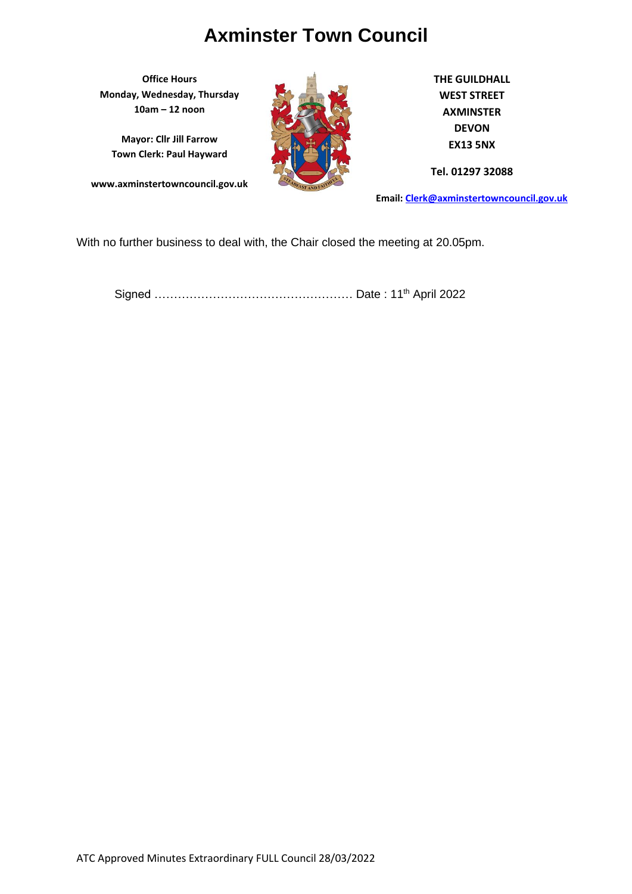# Axminster Town Council

**Office Hours**
**Monday, Wednesday, Thursday**
**10am – 12 noon**

**Mayor: Cllr Jill Farrow**
**Town Clerk: Paul Hayward**

**www.axminstertowncouncil.gov.uk**

**THE GUILDHALL**
**WEST STREET**
**AXMINSTER**
**DEVON**
**EX13 5NX**

**Tel. 01297 32088**

**Email: Clerk@axminstertowncouncil.gov.uk**

With no further business to deal with, the Chair closed the meeting at 20.05pm.

Signed …………………………………………… Date : 11th April 2022